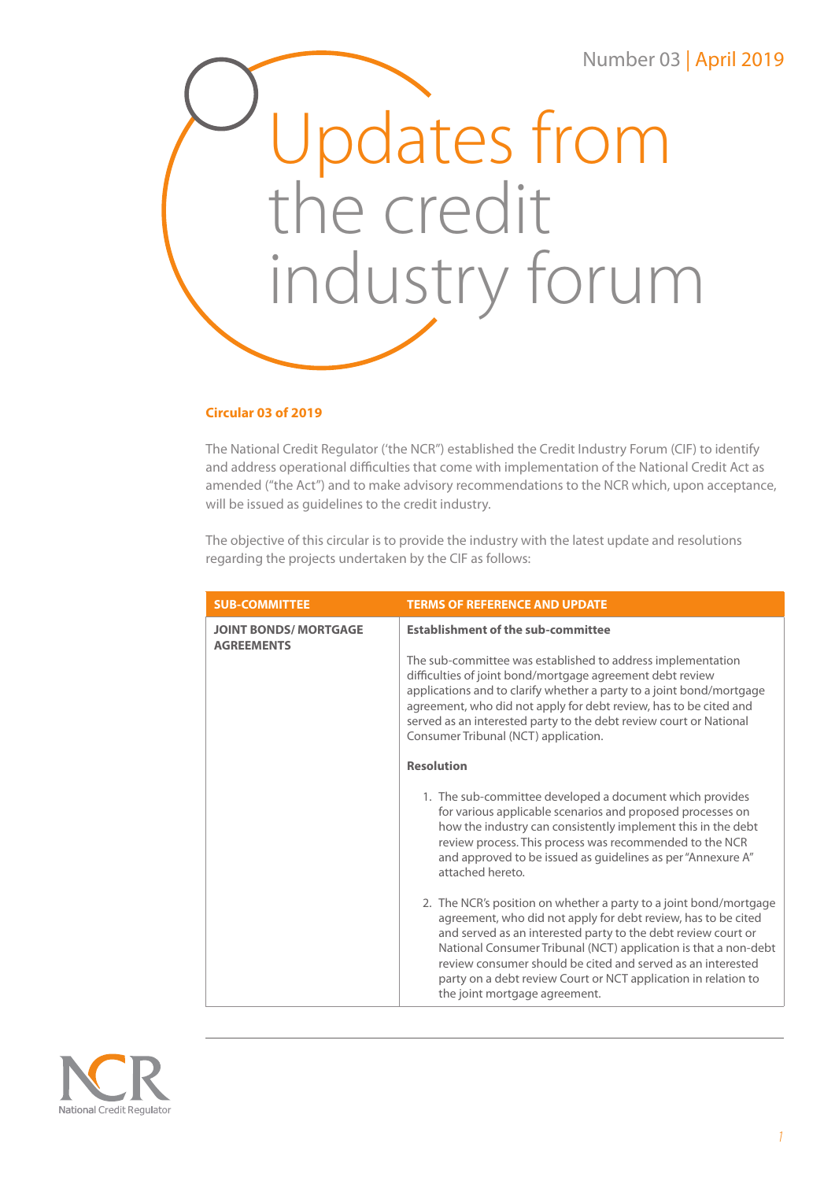Number 03 | April 2019

# Updates from the credit industry forum

**Circular 03 of 2019**

The National Credit Regulator ('the NCR") established the Credit Industry Forum (CIF) to identify and address operational difficulties that come with implementation of the National Credit Act as amended ("the Act") and to make advisory recommendations to the NCR which, upon acceptance, will be issued as guidelines to the credit industry.

The objective of this circular is to provide the industry with the latest update and resolutions regarding the projects undertaken by the CIF as follows:

| SUB-COMMITTEE | TERMS OF REFERENCE AND UPDATE |
|---|---|
| **JOINT BONDS/ MORTGAGE AGREEMENTS** | **Establishment of the sub-committee**<br><br>The sub-committee was established to address implementation difficulties of joint bond/mortgage agreement debt review applications and to clarify whether a party to a joint bond/mortgage agreement, who did not apply for debt review, has to be cited and served as an interested party to the debt review court or National Consumer Tribunal (NCT) application.<br><br>**Resolution**<br><br>1. The sub-committee developed a document which provides for various applicable scenarios and proposed processes on how the industry can consistently implement this in the debt review process. This process was recommended to the NCR and approved to be issued as guidelines as per "Annexure A" attached hereto.<br><br>2. The NCR's position on whether a party to a joint bond/mortgage agreement, who did not apply for debt review, has to be cited and served as an interested party to the debt review court or National Consumer Tribunal (NCT) application is that a non-debt review consumer should be cited and served as an interested party on a debt review Court or NCT application in relation to the joint mortgage agreement. |

NCR
National Credit Regulator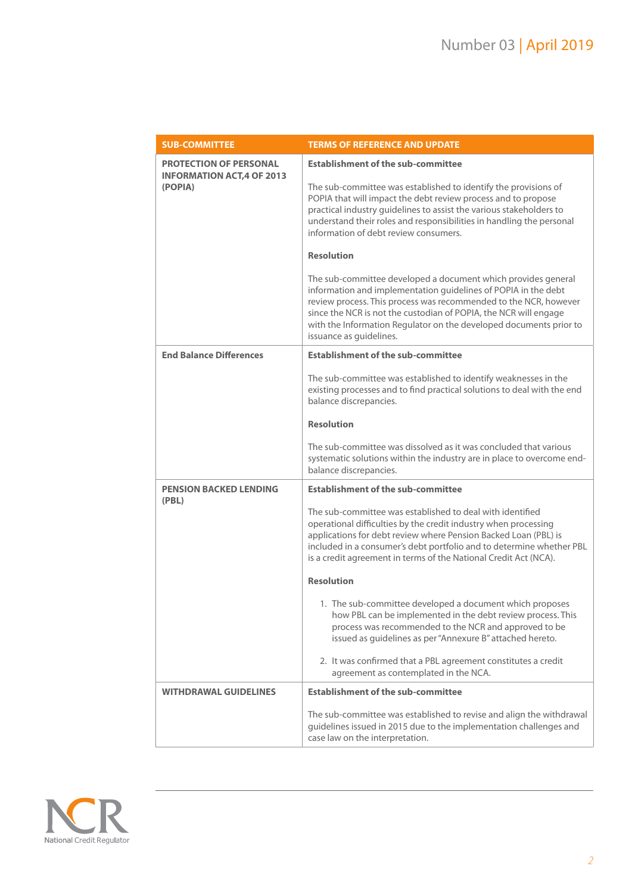| SUB-COMMITTEE | TERMS OF REFERENCE AND UPDATE |
|---|---|
| **PROTECTION OF PERSONAL INFORMATION ACT,4 OF 2013 (POPIA)** | **Establishment of the sub-committee**<br><br>The sub-committee was established to identify the provisions of POPIA that will impact the debt review process and to propose practical industry guidelines to assist the various stakeholders to understand their roles and responsibilities in handling the personal information of debt review consumers.<br><br>**Resolution**<br><br>The sub-committee developed a document which provides general information and implementation guidelines of POPIA in the debt review process. This process was recommended to the NCR, however since the NCR is not the custodian of POPIA, the NCR will engage with the Information Regulator on the developed documents prior to issuance as guidelines. |
| **End Balance Differences** | **Establishment of the sub-committee**<br><br>The sub-committee was established to identify weaknesses in the existing processes and to find practical solutions to deal with the end balance discrepancies.<br><br>**Resolution**<br><br>The sub-committee was dissolved as it was concluded that various systematic solutions within the industry are in place to overcome end-balance discrepancies. |
| **PENSION BACKED LENDING (PBL)** | **Establishment of the sub-committee**<br><br>The sub-committee was established to deal with identified operational difficulties by the credit industry when processing applications for debt review where Pension Backed Loan (PBL) is included in a consumer's debt portfolio and to determine whether PBL is a credit agreement in terms of the National Credit Act (NCA).<br><br>**Resolution**<br><br>1. The sub-committee developed a document which proposes how PBL can be implemented in the debt review process. This process was recommended to the NCR and approved to be issued as guidelines as per "Annexure B" attached hereto.<br><br>2. It was confirmed that a PBL agreement constitutes a credit agreement as contemplated in the NCA. |
| **WITHDRAWAL GUIDELINES** | **Establishment of the sub-committee**<br><br>The sub-committee was established to revise and align the withdrawal guidelines issued in 2015 due to the implementation challenges and case law on the interpretation. |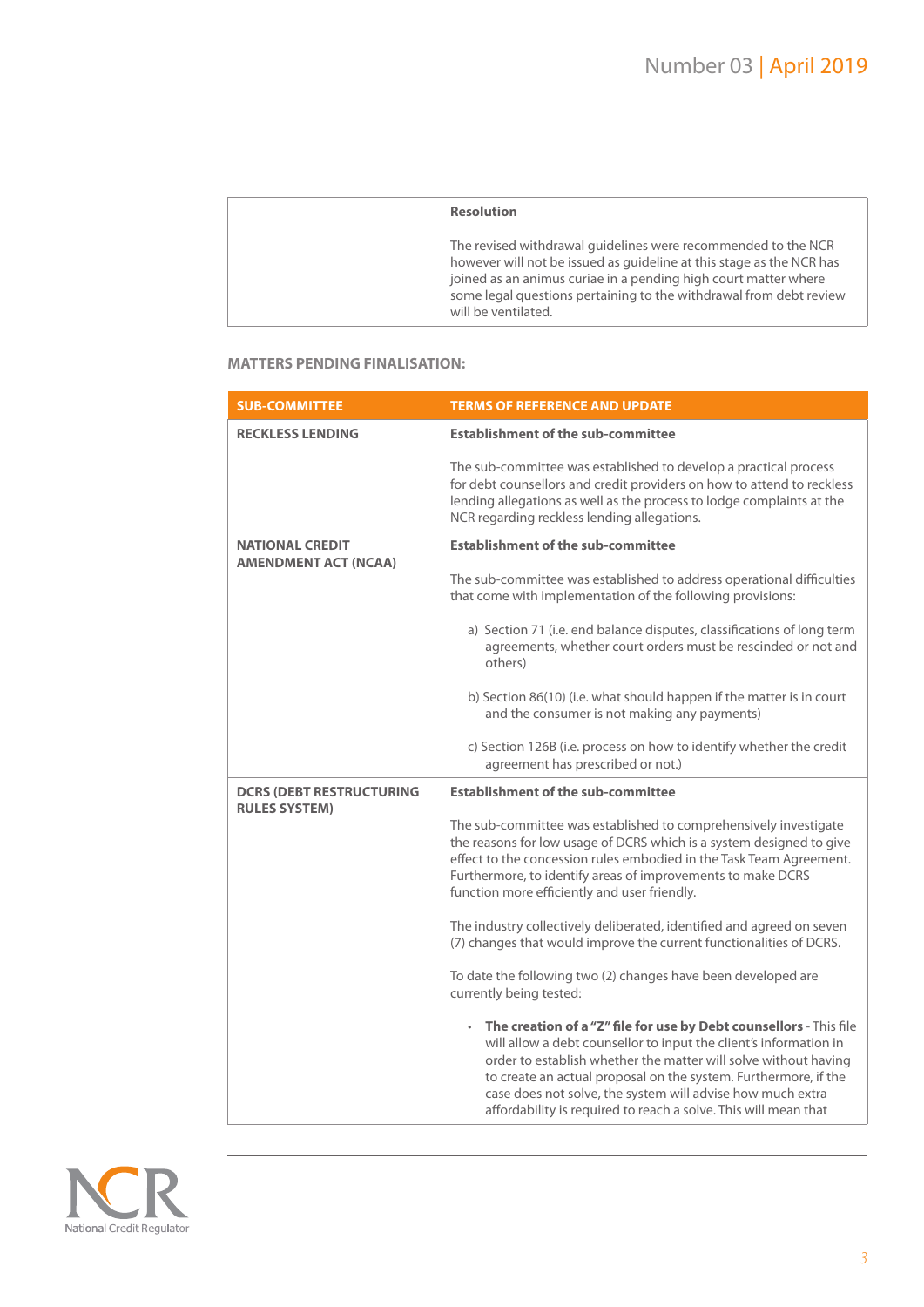| | Resolution<br><br>The revised withdrawal guidelines were recommended to the NCR however will not be issued as guideline at this stage as the NCR has joined as an animus curiae in a pending high court matter where some legal questions pertaining to the withdrawal from debt review will be ventilated. |
|---|---|

**MATTERS PENDING FINALISATION:**

| SUB-COMMITTEE | TERMS OF REFERENCE AND UPDATE |
|---|---|
| **RECKLESS LENDING** | **Establishment of the sub-committee**<br><br>The sub-committee was established to develop a practical process for debt counsellors and credit providers on how to attend to reckless lending allegations as well as the process to lodge complaints at the NCR regarding reckless lending allegations. |
| **NATIONAL CREDIT AMENDMENT ACT (NCAA)** | **Establishment of the sub-committee**<br><br>The sub-committee was established to address operational difficulties that come with implementation of the following provisions:<br><br>a) Section 71 (i.e. end balance disputes, classifications of long term agreements, whether court orders must be rescinded or not and others)<br><br>b) Section 86(10) (i.e. what should happen if the matter is in court and the consumer is not making any payments)<br><br>c) Section 126B (i.e. process on how to identify whether the credit agreement has prescribed or not.) |
| **DCRS (DEBT RESTRUCTURING RULES SYSTEM)** | **Establishment of the sub-committee**<br><br>The sub-committee was established to comprehensively investigate the reasons for low usage of DCRS which is a system designed to give effect to the concession rules embodied in the Task Team Agreement. Furthermore, to identify areas of improvements to make DCRS function more efficiently and user friendly.<br><br>The industry collectively deliberated, identified and agreed on seven (7) changes that would improve the current functionalities of DCRS.<br><br>To date the following two (2) changes have been developed are currently being tested:<br><br>• **The creation of a "Z" file for use by Debt counsellors** - This file will allow a debt counsellor to input the client's information in order to establish whether the matter will solve without having to create an actual proposal on the system. Furthermore, if the case does not solve, the system will advise how much extra affordability is required to reach a solve. This will mean that |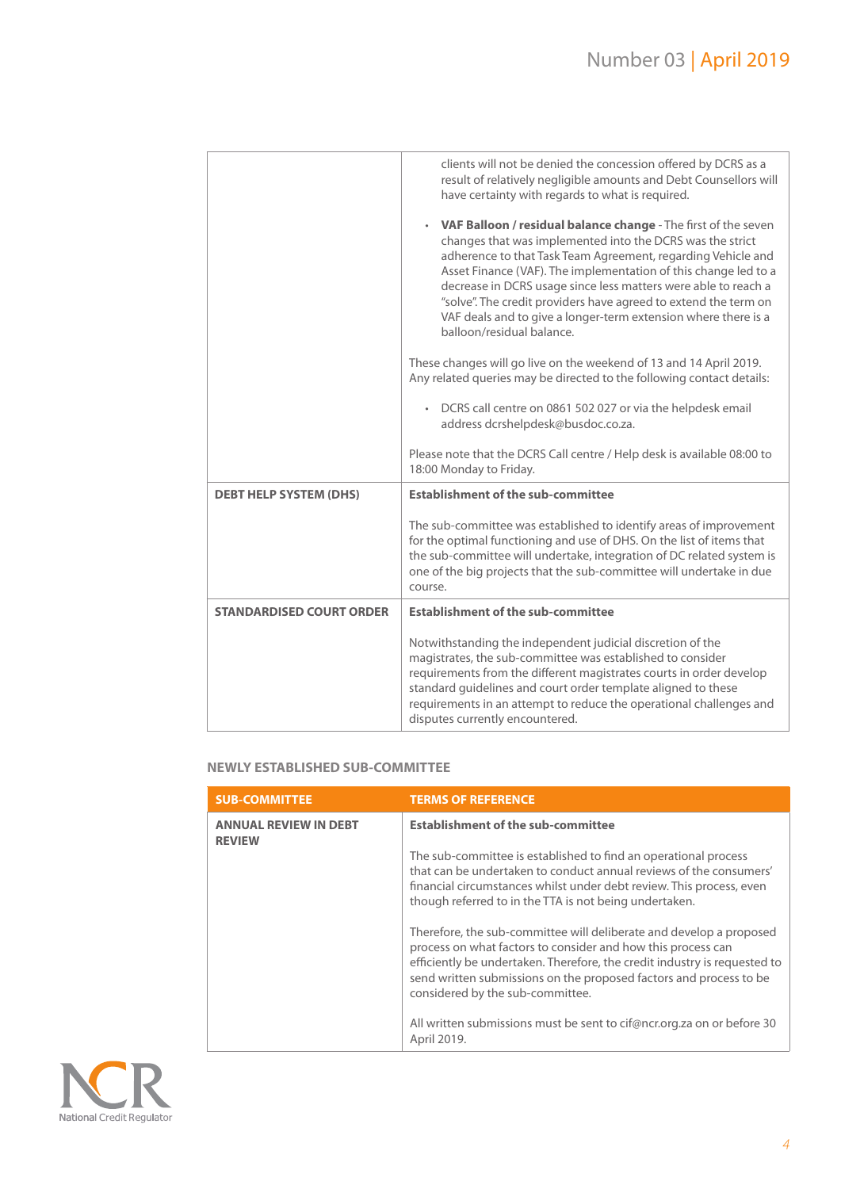| | |
|---|---|
| | clients will not be denied the concession offered by DCRS as a result of relatively negligible amounts and Debt Counsellors will have certainty with regards to what is required.<br><br>• **VAF Balloon / residual balance change** - The first of the seven changes that was implemented into the DCRS was the strict adherence to that Task Team Agreement, regarding Vehicle and Asset Finance (VAF). The implementation of this change led to a decrease in DCRS usage since less matters were able to reach a "solve". The credit providers have agreed to extend the term on VAF deals and to give a longer-term extension where there is a balloon/residual balance.<br><br>These changes will go live on the weekend of 13 and 14 April 2019. Any related queries may be directed to the following contact details:<br><br>• DCRS call centre on 0861 502 027 or via the helpdesk email address dcrshelpdesk@busdoc.co.za.<br><br>Please note that the DCRS Call centre / Help desk is available 08:00 to 18:00 Monday to Friday. |
| **DEBT HELP SYSTEM (DHS)** | **Establishment of the sub-committee**<br><br>The sub-committee was established to identify areas of improvement for the optimal functioning and use of DHS. On the list of items that the sub-committee will undertake, integration of DC related system is one of the big projects that the sub-committee will undertake in due course. |
| **STANDARDISED COURT ORDER** | **Establishment of the sub-committee**<br><br>Notwithstanding the independent judicial discretion of the magistrates, the sub-committee was established to consider requirements from the different magistrates courts in order develop standard guidelines and court order template aligned to these requirements in an attempt to reduce the operational challenges and disputes currently encountered. |

### NEWLY ESTABLISHED SUB-COMMITTEE

| SUB-COMMITTEE | TERMS OF REFERENCE |
|---|---|
| **ANNUAL REVIEW IN DEBT REVIEW** | **Establishment of the sub-committee**<br><br>The sub-committee is established to find an operational process that can be undertaken to conduct annual reviews of the consumers' financial circumstances whilst under debt review. This process, even though referred to in the TTA is not being undertaken.<br><br>Therefore, the sub-committee will deliberate and develop a proposed process on what factors to consider and how this process can efficiently be undertaken. Therefore, the credit industry is requested to send written submissions on the proposed factors and process to be considered by the sub-committee.<br><br>All written submissions must be sent to cif@ncr.org.za on or before 30 April 2019. |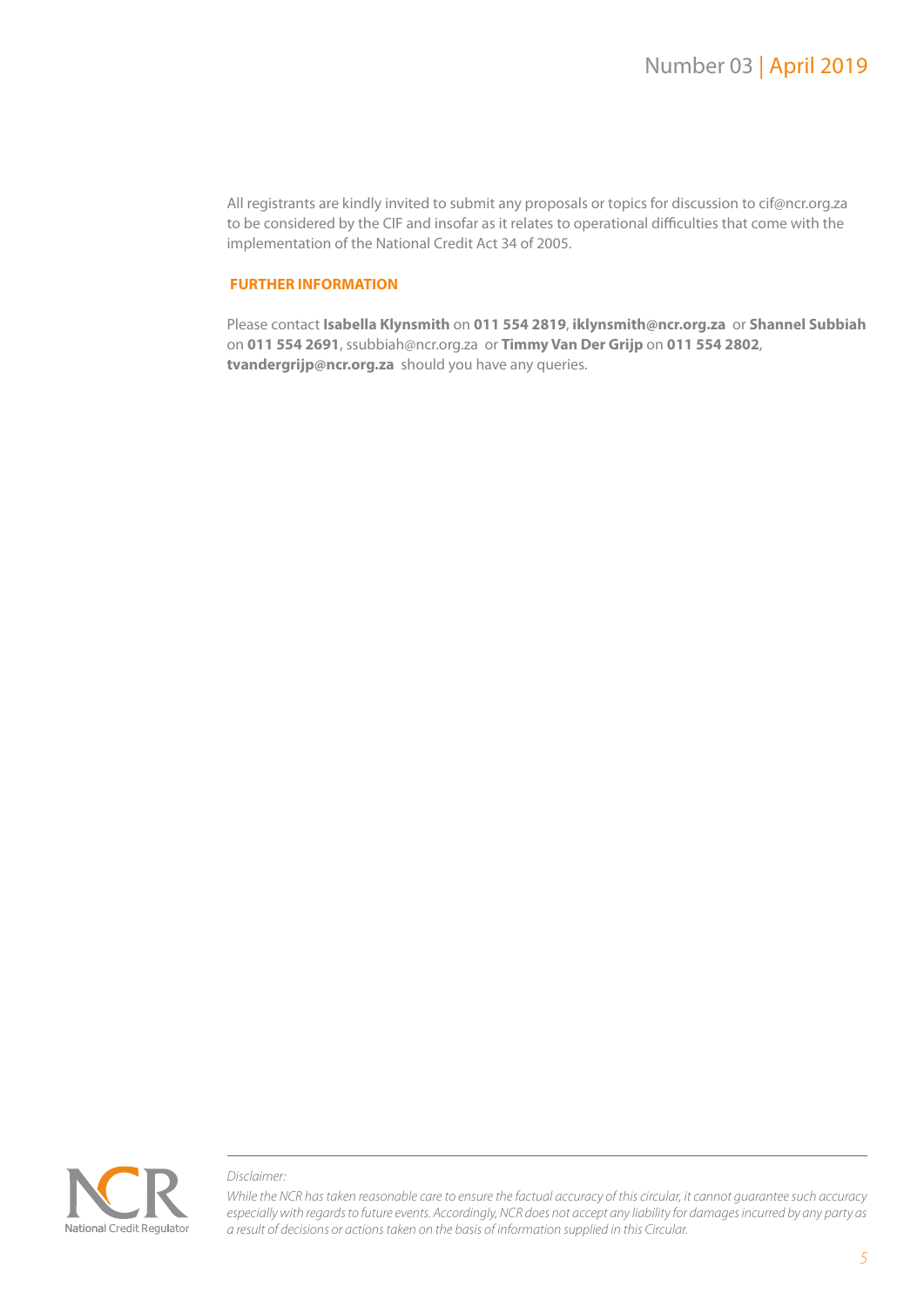All registrants are kindly invited to submit any proposals or topics for discussion to cif@ncr.org.za to be considered by the CIF and insofar as it relates to operational difficulties that come with the implementation of the National Credit Act 34 of 2005.

## FURTHER INFORMATION

Please contact **Isabella Klynsmith** on **011 554 2819**, **iklynsmith@ncr.org.za** or **Shannel Subbiah** on **011 554 2691**, ssubbiah@ncr.org.za or **Timmy Van Der Grijp** on **011 554 2802**, **tvandergrijp@ncr.org.za** should you have any queries.

*Disclaimer:*

*While the NCR has taken reasonable care to ensure the factual accuracy of this circular, it cannot guarantee such accuracy especially with regards to future events. Accordingly, NCR does not accept any liability for damages incurred by any party as a result of decisions or actions taken on the basis of information supplied in this Circular.*